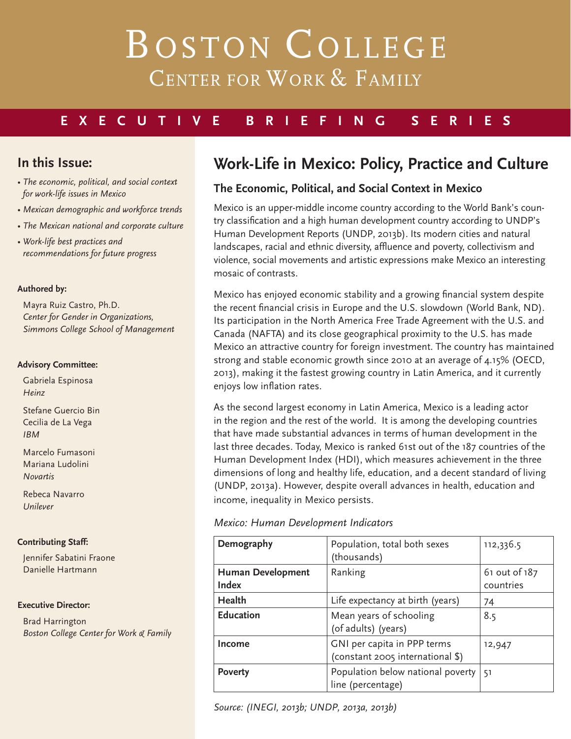# Boston College
## Center for Work & Family

**EXECUTIVE BRIEFING SERIES**

### In this Issue:

- *The economic, political, and social context for work-life issues in Mexico*
- *Mexican demographic and workforce trends*
- *The Mexican national and corporate culture*
- *Work-life best practices and recommendations for future progress*

**Authored by:**

Mayra Ruiz Castro, Ph.D.
*Center for Gender in Organizations, Simmons College School of Management*

**Advisory Committee:**

Gabriela Espinosa
*Heinz*

Stefane Guercio Bin
Cecilia de La Vega
*IBM*

Marcelo Fumasoni
Mariana Ludolini
*Novartis*

Rebeca Navarro
*Unilever*

**Contributing Staff:**

Jennifer Sabatini Fraone
Danielle Hartmann

**Executive Director:**

Brad Harrington
*Boston College Center for Work & Family*

# Work-Life in Mexico: Policy, Practice and Culture

### The Economic, Political, and Social Context in Mexico

Mexico is an upper-middle income country according to the World Bank's country classification and a high human development country according to UNDP's Human Development Reports (UNDP, 2013b). Its modern cities and natural landscapes, racial and ethnic diversity, affluence and poverty, collectivism and violence, social movements and artistic expressions make Mexico an interesting mosaic of contrasts.

Mexico has enjoyed economic stability and a growing financial system despite the recent financial crisis in Europe and the U.S. slowdown (World Bank, ND). Its participation in the North America Free Trade Agreement with the U.S. and Canada (NAFTA) and its close geographical proximity to the U.S. has made Mexico an attractive country for foreign investment. The country has maintained strong and stable economic growth since 2010 at an average of 4.15% (OECD, 2013), making it the fastest growing country in Latin America, and it currently enjoys low inflation rates.

As the second largest economy in Latin America, Mexico is a leading actor in the region and the rest of the world. It is among the developing countries that have made substantial advances in terms of human development in the last three decades. Today, Mexico is ranked 61st out of the 187 countries of the Human Development Index (HDI), which measures achievement in the three dimensions of long and healthy life, education, and a decent standard of living (UNDP, 2013a). However, despite overall advances in health, education and income, inequality in Mexico persists.

*Mexico: Human Development Indicators*

| | | |
|---|---|---|
| **Demography** | Population, total both sexes (thousands) | 112,336.5 |
| **Human Development Index** | Ranking | 61 out of 187 countries |
| **Health** | Life expectancy at birth (years) | 74 |
| **Education** | Mean years of schooling (of adults) (years) | 8.5 |
| **Income** | GNI per capita in PPP terms (constant 2005 international $) | 12,947 |
| **Poverty** | Population below national poverty line (percentage) | 51 |

*Source: (INEGI, 2013b; UNDP, 2013a, 2013b)*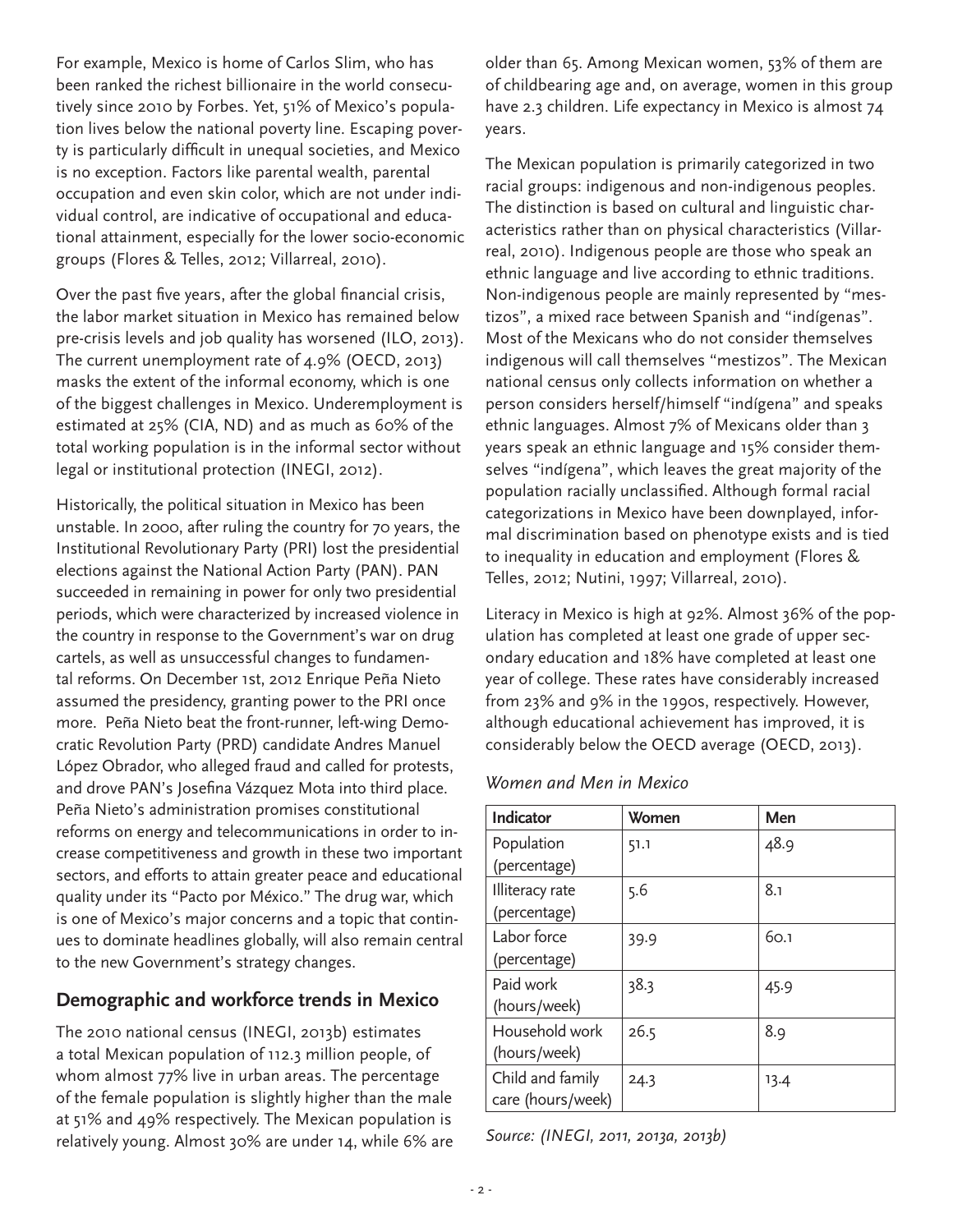For example, Mexico is home of Carlos Slim, who has been ranked the richest billionaire in the world consecutively since 2010 by Forbes. Yet, 51% of Mexico's population lives below the national poverty line. Escaping poverty is particularly difficult in unequal societies, and Mexico is no exception. Factors like parental wealth, parental occupation and even skin color, which are not under individual control, are indicative of occupational and educational attainment, especially for the lower socio-economic groups (Flores & Telles, 2012; Villarreal, 2010).

Over the past five years, after the global financial crisis, the labor market situation in Mexico has remained below pre-crisis levels and job quality has worsened (ILO, 2013). The current unemployment rate of 4.9% (OECD, 2013) masks the extent of the informal economy, which is one of the biggest challenges in Mexico. Underemployment is estimated at 25% (CIA, ND) and as much as 60% of the total working population is in the informal sector without legal or institutional protection (INEGI, 2012).

Historically, the political situation in Mexico has been unstable. In 2000, after ruling the country for 70 years, the Institutional Revolutionary Party (PRI) lost the presidential elections against the National Action Party (PAN). PAN succeeded in remaining in power for only two presidential periods, which were characterized by increased violence in the country in response to the Government's war on drug cartels, as well as unsuccessful changes to fundamental reforms. On December 1st, 2012 Enrique Peña Nieto assumed the presidency, granting power to the PRI once more. Peña Nieto beat the front-runner, left-wing Democratic Revolution Party (PRD) candidate Andres Manuel López Obrador, who alleged fraud and called for protests, and drove PAN's Josefina Vázquez Mota into third place. Peña Nieto's administration promises constitutional reforms on energy and telecommunications in order to increase competitiveness and growth in these two important sectors, and efforts to attain greater peace and educational quality under its "Pacto por México." The drug war, which is one of Mexico's major concerns and a topic that continues to dominate headlines globally, will also remain central to the new Government's strategy changes.

## Demographic and workforce trends in Mexico

The 2010 national census (INEGI, 2013b) estimates a total Mexican population of 112.3 million people, of whom almost 77% live in urban areas. The percentage of the female population is slightly higher than the male at 51% and 49% respectively. The Mexican population is relatively young. Almost 30% are under 14, while 6% are older than 65. Among Mexican women, 53% of them are of childbearing age and, on average, women in this group have 2.3 children. Life expectancy in Mexico is almost 74 years.

The Mexican population is primarily categorized in two racial groups: indigenous and non-indigenous peoples. The distinction is based on cultural and linguistic characteristics rather than on physical characteristics (Villarreal, 2010). Indigenous people are those who speak an ethnic language and live according to ethnic traditions. Non-indigenous people are mainly represented by "mestizos", a mixed race between Spanish and "indígenas". Most of the Mexicans who do not consider themselves indigenous will call themselves "mestizos". The Mexican national census only collects information on whether a person considers herself/himself "indígena" and speaks ethnic languages. Almost 7% of Mexicans older than 3 years speak an ethnic language and 15% consider themselves "indígena", which leaves the great majority of the population racially unclassified. Although formal racial categorizations in Mexico have been downplayed, informal discrimination based on phenotype exists and is tied to inequality in education and employment (Flores & Telles, 2012; Nutini, 1997; Villarreal, 2010).

Literacy in Mexico is high at 92%. Almost 36% of the population has completed at least one grade of upper secondary education and 18% have completed at least one year of college. These rates have considerably increased from 23% and 9% in the 1990s, respectively. However, although educational achievement has improved, it is considerably below the OECD average (OECD, 2013).

*Women and Men in Mexico*

| Indicator | Women | Men |
|---|---|---|
| Population (percentage) | 51.1 | 48.9 |
| Illiteracy rate (percentage) | 5.6 | 8.1 |
| Labor force (percentage) | 39.9 | 60.1 |
| Paid work (hours/week) | 38.3 | 45.9 |
| Household work (hours/week) | 26.5 | 8.9 |
| Child and family care (hours/week) | 24.3 | 13.4 |

*Source: (INEGI, 2011, 2013a, 2013b)*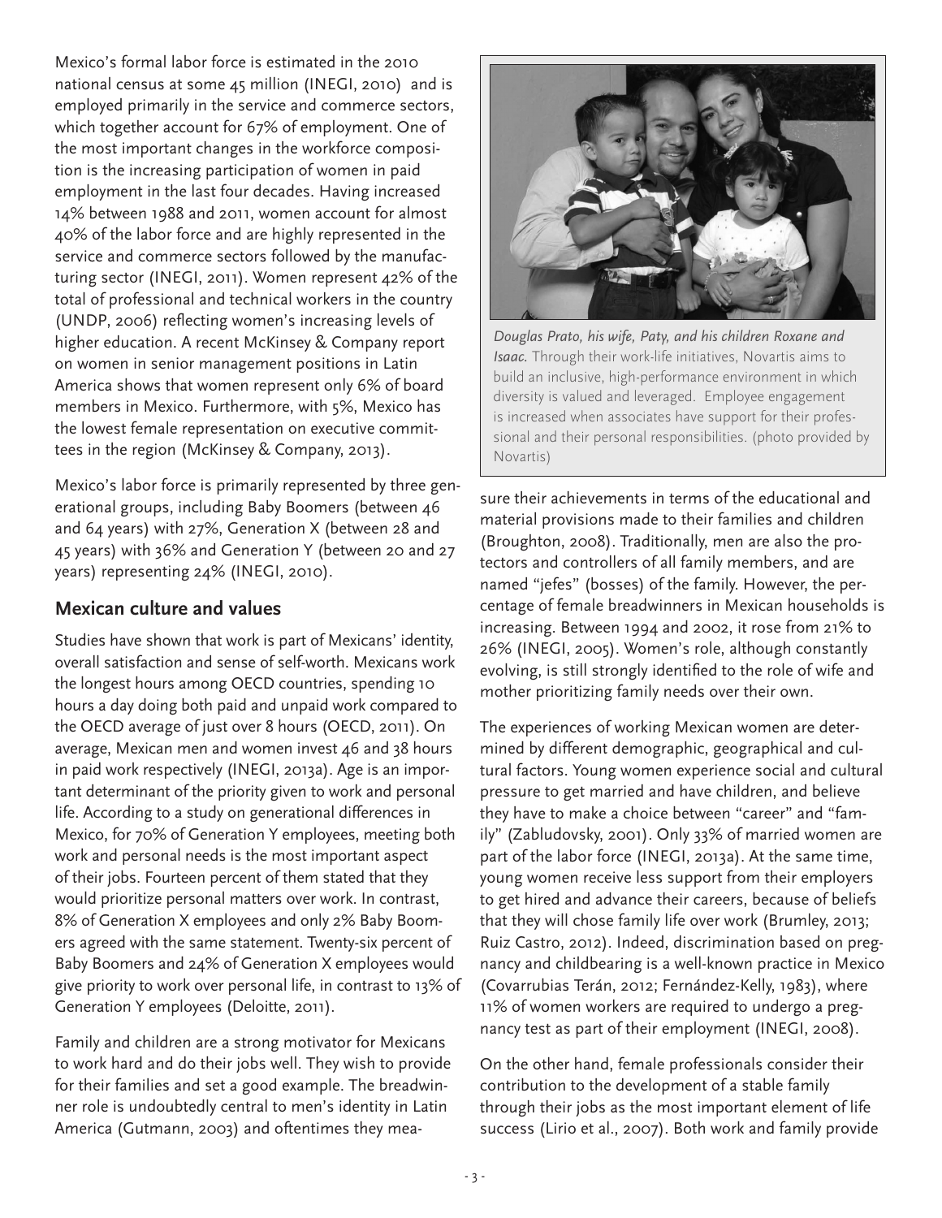Mexico's formal labor force is estimated in the 2010 national census at some 45 million (INEGI, 2010) and is employed primarily in the service and commerce sectors, which together account for 67% of employment. One of the most important changes in the workforce composition is the increasing participation of women in paid employment in the last four decades. Having increased 14% between 1988 and 2011, women account for almost 40% of the labor force and are highly represented in the service and commerce sectors followed by the manufacturing sector (INEGI, 2011). Women represent 42% of the total of professional and technical workers in the country (UNDP, 2006) reflecting women's increasing levels of higher education. A recent McKinsey & Company report on women in senior management positions in Latin America shows that women represent only 6% of board members in Mexico. Furthermore, with 5%, Mexico has the lowest female representation on executive committees in the region (McKinsey & Company, 2013).

Mexico's labor force is primarily represented by three generational groups, including Baby Boomers (between 46 and 64 years) with 27%, Generation X (between 28 and 45 years) with 36% and Generation Y (between 20 and 27 years) representing 24% (INEGI, 2010).

## Mexican culture and values

Studies have shown that work is part of Mexicans' identity, overall satisfaction and sense of self-worth. Mexicans work the longest hours among OECD countries, spending 10 hours a day doing both paid and unpaid work compared to the OECD average of just over 8 hours (OECD, 2011). On average, Mexican men and women invest 46 and 38 hours in paid work respectively (INEGI, 2013a). Age is an important determinant of the priority given to work and personal life. According to a study on generational differences in Mexico, for 70% of Generation Y employees, meeting both work and personal needs is the most important aspect of their jobs. Fourteen percent of them stated that they would prioritize personal matters over work. In contrast, 8% of Generation X employees and only 2% Baby Boomers agreed with the same statement. Twenty-six percent of Baby Boomers and 24% of Generation X employees would give priority to work over personal life, in contrast to 13% of Generation Y employees (Deloitte, 2011).

Family and children are a strong motivator for Mexicans to work hard and do their jobs well. They wish to provide for their families and set a good example. The breadwinner role is undoubtedly central to men's identity in Latin America (Gutmann, 2003) and oftentimes they measure their achievements in terms of the educational and material provisions made to their families and children (Broughton, 2008). Traditionally, men are also the protectors and controllers of all family members, and are named "jefes" (bosses) of the family. However, the percentage of female breadwinners in Mexican households is increasing. Between 1994 and 2002, it rose from 21% to 26% (INEGI, 2005). Women's role, although constantly evolving, is still strongly identified to the role of wife and mother prioritizing family needs over their own.

*Douglas Prato, his wife, Paty, and his children Roxane and Isaac.* Through their work-life initiatives, Novartis aims to build an inclusive, high-performance environment in which diversity is valued and leveraged. Employee engagement is increased when associates have support for their professional and their personal responsibilities. (photo provided by Novartis)

The experiences of working Mexican women are determined by different demographic, geographical and cultural factors. Young women experience social and cultural pressure to get married and have children, and believe they have to make a choice between "career" and "family" (Zabludovsky, 2001). Only 33% of married women are part of the labor force (INEGI, 2013a). At the same time, young women receive less support from their employers to get hired and advance their careers, because of beliefs that they will chose family life over work (Brumley, 2013; Ruiz Castro, 2012). Indeed, discrimination based on pregnancy and childbearing is a well-known practice in Mexico (Covarrubias Terán, 2012; Fernández-Kelly, 1983), where 11% of women workers are required to undergo a pregnancy test as part of their employment (INEGI, 2008).

On the other hand, female professionals consider their contribution to the development of a stable family through their jobs as the most important element of life success (Lirio et al., 2007). Both work and family provide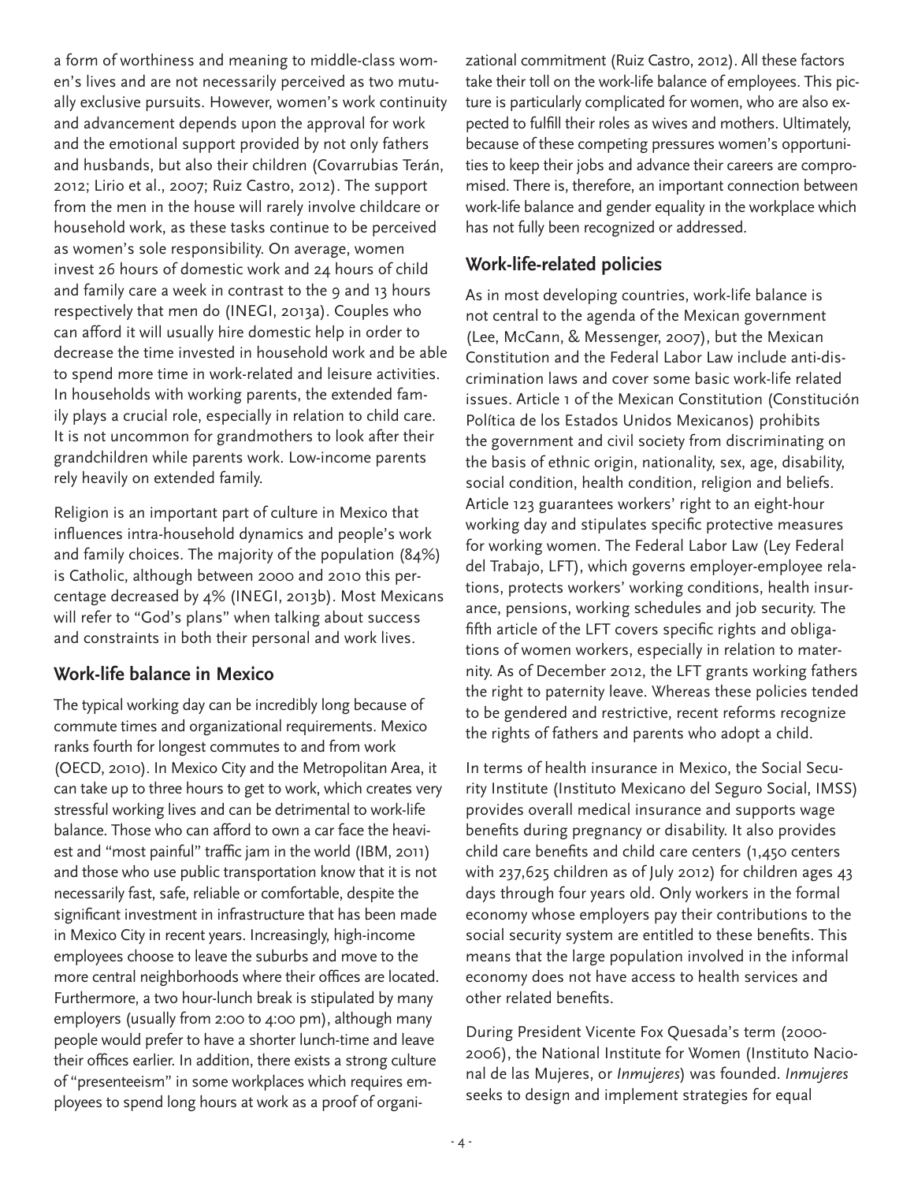a form of worthiness and meaning to middle-class women's lives and are not necessarily perceived as two mutually exclusive pursuits. However, women's work continuity and advancement depends upon the approval for work and the emotional support provided by not only fathers and husbands, but also their children (Covarrubias Terán, 2012; Lirio et al., 2007; Ruiz Castro, 2012). The support from the men in the house will rarely involve childcare or household work, as these tasks continue to be perceived as women's sole responsibility. On average, women invest 26 hours of domestic work and 24 hours of child and family care a week in contrast to the 9 and 13 hours respectively that men do (INEGI, 2013a). Couples who can afford it will usually hire domestic help in order to decrease the time invested in household work and be able to spend more time in work-related and leisure activities. In households with working parents, the extended family plays a crucial role, especially in relation to child care. It is not uncommon for grandmothers to look after their grandchildren while parents work. Low-income parents rely heavily on extended family.

Religion is an important part of culture in Mexico that influences intra-household dynamics and people's work and family choices. The majority of the population (84%) is Catholic, although between 2000 and 2010 this percentage decreased by 4% (INEGI, 2013b). Most Mexicans will refer to "God's plans" when talking about success and constraints in both their personal and work lives.

## Work-life balance in Mexico

The typical working day can be incredibly long because of commute times and organizational requirements. Mexico ranks fourth for longest commutes to and from work (OECD, 2010). In Mexico City and the Metropolitan Area, it can take up to three hours to get to work, which creates very stressful working lives and can be detrimental to work-life balance. Those who can afford to own a car face the heaviest and "most painful" traffic jam in the world (IBM, 2011) and those who use public transportation know that it is not necessarily fast, safe, reliable or comfortable, despite the significant investment in infrastructure that has been made in Mexico City in recent years. Increasingly, high-income employees choose to leave the suburbs and move to the more central neighborhoods where their offices are located. Furthermore, a two hour-lunch break is stipulated by many employers (usually from 2:00 to 4:00 pm), although many people would prefer to have a shorter lunch-time and leave their offices earlier. In addition, there exists a strong culture of "presenteeism" in some workplaces which requires employees to spend long hours at work as a proof of organizational commitment (Ruiz Castro, 2012). All these factors take their toll on the work-life balance of employees. This picture is particularly complicated for women, who are also expected to fulfill their roles as wives and mothers. Ultimately, because of these competing pressures women's opportunities to keep their jobs and advance their careers are compromised. There is, therefore, an important connection between work-life balance and gender equality in the workplace which has not fully been recognized or addressed.

## Work-life-related policies

As in most developing countries, work-life balance is not central to the agenda of the Mexican government (Lee, McCann, & Messenger, 2007), but the Mexican Constitution and the Federal Labor Law include anti-discrimination laws and cover some basic work-life related issues. Article 1 of the Mexican Constitution (Constitución Política de los Estados Unidos Mexicanos) prohibits the government and civil society from discriminating on the basis of ethnic origin, nationality, sex, age, disability, social condition, health condition, religion and beliefs. Article 123 guarantees workers' right to an eight-hour working day and stipulates specific protective measures for working women. The Federal Labor Law (Ley Federal del Trabajo, LFT), which governs employer-employee relations, protects workers' working conditions, health insurance, pensions, working schedules and job security. The fifth article of the LFT covers specific rights and obligations of women workers, especially in relation to maternity. As of December 2012, the LFT grants working fathers the right to paternity leave. Whereas these policies tended to be gendered and restrictive, recent reforms recognize the rights of fathers and parents who adopt a child.

In terms of health insurance in Mexico, the Social Security Institute (Instituto Mexicano del Seguro Social, IMSS) provides overall medical insurance and supports wage benefits during pregnancy or disability. It also provides child care benefits and child care centers (1,450 centers with 237,625 children as of July 2012) for children ages 43 days through four years old. Only workers in the formal economy whose employers pay their contributions to the social security system are entitled to these benefits. This means that the large population involved in the informal economy does not have access to health services and other related benefits.

During President Vicente Fox Quesada's term (2000-2006), the National Institute for Women (Instituto Nacional de las Mujeres, or *Inmujeres*) was founded. *Inmujeres* seeks to design and implement strategies for equal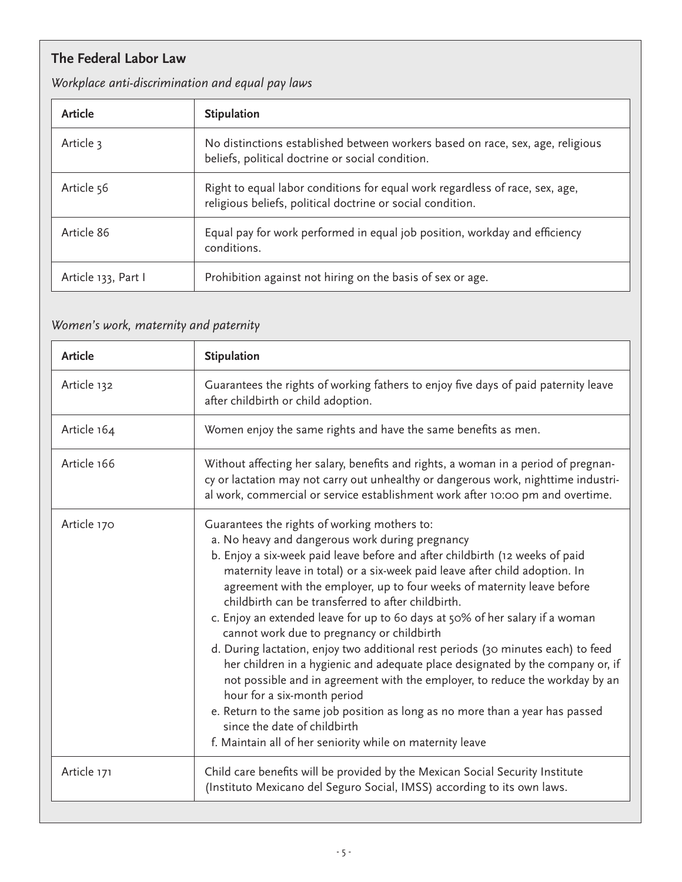## The Federal Labor Law

*Workplace anti-discrimination and equal pay laws*

| Article | Stipulation |
|---|---|
| Article 3 | No distinctions established between workers based on race, sex, age, religious beliefs, political doctrine or social condition. |
| Article 56 | Right to equal labor conditions for equal work regardless of race, sex, age, religious beliefs, political doctrine or social condition. |
| Article 86 | Equal pay for work performed in equal job position, workday and efficiency conditions. |
| Article 133, Part I | Prohibition against not hiring on the basis of sex or age. |

*Women's work, maternity and paternity*

| Article | Stipulation |
|---|---|
| Article 132 | Guarantees the rights of working fathers to enjoy five days of paid paternity leave after childbirth or child adoption. |
| Article 164 | Women enjoy the same rights and have the same benefits as men. |
| Article 166 | Without affecting her salary, benefits and rights, a woman in a period of pregnancy or lactation may not carry out unhealthy or dangerous work, nighttime industrial work, commercial or service establishment work after 10:00 pm and overtime. |
| Article 170 | Guarantees the rights of working mothers to:<br>a. No heavy and dangerous work during pregnancy<br>b. Enjoy a six-week paid leave before and after childbirth (12 weeks of paid maternity leave in total) or a six-week paid leave after child adoption. In agreement with the employer, up to four weeks of maternity leave before childbirth can be transferred to after childbirth.<br>c. Enjoy an extended leave for up to 60 days at 50% of her salary if a woman cannot work due to pregnancy or childbirth<br>d. During lactation, enjoy two additional rest periods (30 minutes each) to feed her children in a hygienic and adequate place designated by the company or, if not possible and in agreement with the employer, to reduce the workday by an hour for a six-month period<br>e. Return to the same job position as long as no more than a year has passed since the date of childbirth<br>f. Maintain all of her seniority while on maternity leave |
| Article 171 | Child care benefits will be provided by the Mexican Social Security Institute (Instituto Mexicano del Seguro Social, IMSS) according to its own laws. |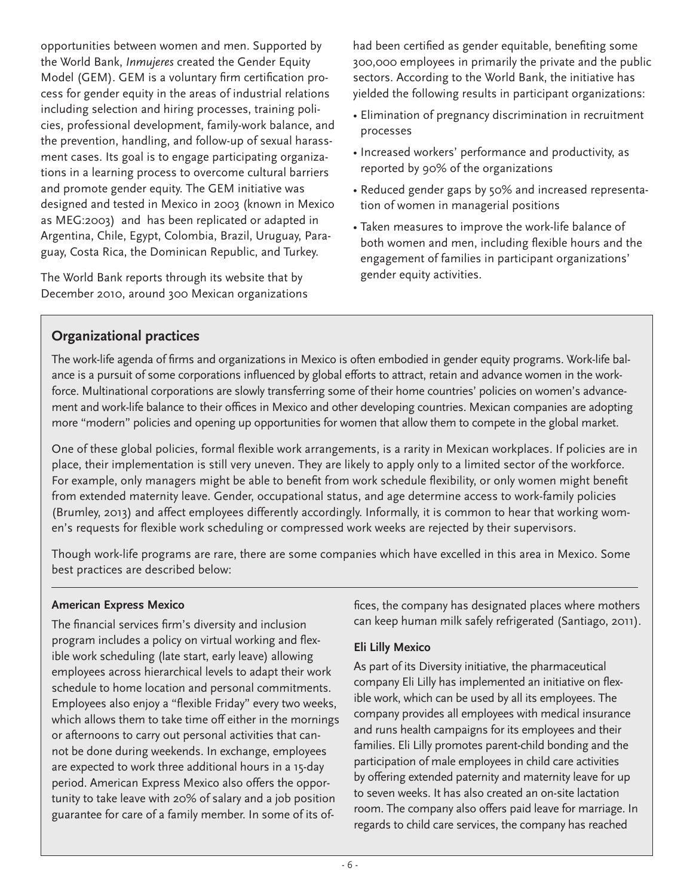opportunities between women and men. Supported by the World Bank, *Inmujeres* created the Gender Equity Model (GEM). GEM is a voluntary firm certification process for gender equity in the areas of industrial relations including selection and hiring processes, training policies, professional development, family-work balance, and the prevention, handling, and follow-up of sexual harassment cases. Its goal is to engage participating organizations in a learning process to overcome cultural barriers and promote gender equity. The GEM initiative was designed and tested in Mexico in 2003 (known in Mexico as MEG:2003) and has been replicated or adapted in Argentina, Chile, Egypt, Colombia, Brazil, Uruguay, Paraguay, Costa Rica, the Dominican Republic, and Turkey.

The World Bank reports through its website that by December 2010, around 300 Mexican organizations had been certified as gender equitable, benefiting some 300,000 employees in primarily the private and the public sectors. According to the World Bank, the initiative has yielded the following results in participant organizations:

- Elimination of pregnancy discrimination in recruitment processes
- Increased workers' performance and productivity, as reported by 90% of the organizations
- Reduced gender gaps by 50% and increased representation of women in managerial positions
- Taken measures to improve the work-life balance of both women and men, including flexible hours and the engagement of families in participant organizations' gender equity activities.

## Organizational practices

The work-life agenda of firms and organizations in Mexico is often embodied in gender equity programs. Work-life balance is a pursuit of some corporations influenced by global efforts to attract, retain and advance women in the workforce. Multinational corporations are slowly transferring some of their home countries' policies on women's advancement and work-life balance to their offices in Mexico and other developing countries. Mexican companies are adopting more "modern" policies and opening up opportunities for women that allow them to compete in the global market.

One of these global policies, formal flexible work arrangements, is a rarity in Mexican workplaces. If policies are in place, their implementation is still very uneven. They are likely to apply only to a limited sector of the workforce. For example, only managers might be able to benefit from work schedule flexibility, or only women might benefit from extended maternity leave. Gender, occupational status, and age determine access to work-family policies (Brumley, 2013) and affect employees differently accordingly. Informally, it is common to hear that working women's requests for flexible work scheduling or compressed work weeks are rejected by their supervisors.

Though work-life programs are rare, there are some companies which have excelled in this area in Mexico. Some best practices are described below:

### American Express Mexico

The financial services firm's diversity and inclusion program includes a policy on virtual working and flexible work scheduling (late start, early leave) allowing employees across hierarchical levels to adapt their work schedule to home location and personal commitments. Employees also enjoy a "flexible Friday" every two weeks, which allows them to take time off either in the mornings or afternoons to carry out personal activities that cannot be done during weekends. In exchange, employees are expected to work three additional hours in a 15-day period. American Express Mexico also offers the opportunity to take leave with 20% of salary and a job position guarantee for care of a family member. In some of its offices, the company has designated places where mothers can keep human milk safely refrigerated (Santiago, 2011).

### Eli Lilly Mexico

As part of its Diversity initiative, the pharmaceutical company Eli Lilly has implemented an initiative on flexible work, which can be used by all its employees. The company provides all employees with medical insurance and runs health campaigns for its employees and their families. Eli Lilly promotes parent-child bonding and the participation of male employees in child care activities by offering extended paternity and maternity leave for up to seven weeks. It has also created an on-site lactation room. The company also offers paid leave for marriage. In regards to child care services, the company has reached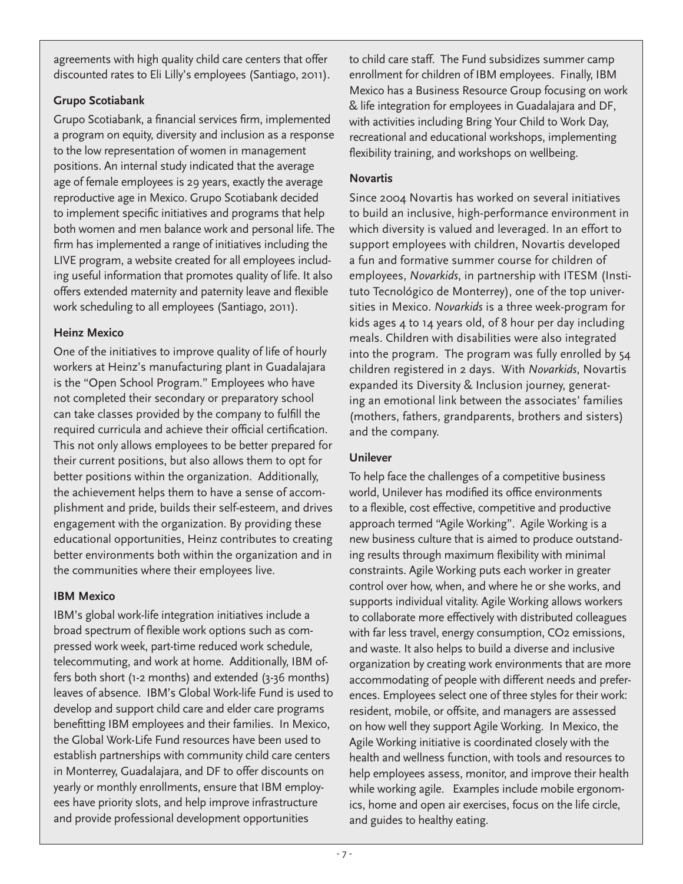agreements with high quality child care centers that offer discounted rates to Eli Lilly's employees (Santiago, 2011).

### Grupo Scotiabank

Grupo Scotiabank, a financial services firm, implemented a program on equity, diversity and inclusion as a response to the low representation of women in management positions. An internal study indicated that the average age of female employees is 29 years, exactly the average reproductive age in Mexico. Grupo Scotiabank decided to implement specific initiatives and programs that help both women and men balance work and personal life. The firm has implemented a range of initiatives including the LIVE program, a website created for all employees including useful information that promotes quality of life. It also offers extended maternity and paternity leave and flexible work scheduling to all employees (Santiago, 2011).

### Heinz Mexico

One of the initiatives to improve quality of life of hourly workers at Heinz's manufacturing plant in Guadalajara is the "Open School Program." Employees who have not completed their secondary or preparatory school can take classes provided by the company to fulfill the required curricula and achieve their official certification. This not only allows employees to be better prepared for their current positions, but also allows them to opt for better positions within the organization. Additionally, the achievement helps them to have a sense of accomplishment and pride, builds their self-esteem, and drives engagement with the organization. By providing these educational opportunities, Heinz contributes to creating better environments both within the organization and in the communities where their employees live.

### IBM Mexico

IBM's global work-life integration initiatives include a broad spectrum of flexible work options such as compressed work week, part-time reduced work schedule, telecommuting, and work at home. Additionally, IBM offers both short (1-2 months) and extended (3-36 months) leaves of absence. IBM's Global Work-life Fund is used to develop and support child care and elder care programs benefitting IBM employees and their families. In Mexico, the Global Work-Life Fund resources have been used to establish partnerships with community child care centers in Monterrey, Guadalajara, and DF to offer discounts on yearly or monthly enrollments, ensure that IBM employees have priority slots, and help improve infrastructure and provide professional development opportunities to child care staff. The Fund subsidizes summer camp enrollment for children of IBM employees. Finally, IBM Mexico has a Business Resource Group focusing on work & life integration for employees in Guadalajara and DF, with activities including Bring Your Child to Work Day, recreational and educational workshops, implementing flexibility training, and workshops on wellbeing.

### Novartis

Since 2004 Novartis has worked on several initiatives to build an inclusive, high-performance environment in which diversity is valued and leveraged. In an effort to support employees with children, Novartis developed a fun and formative summer course for children of employees, *Novarkids*, in partnership with ITESM (Instituto Tecnológico de Monterrey), one of the top universities in Mexico. *Novarkids* is a three week-program for kids ages 4 to 14 years old, of 8 hour per day including meals. Children with disabilities were also integrated into the program. The program was fully enrolled by 54 children registered in 2 days. With *Novarkids*, Novartis expanded its Diversity & Inclusion journey, generating an emotional link between the associates' families (mothers, fathers, grandparents, brothers and sisters) and the company.

### Unilever

To help face the challenges of a competitive business world, Unilever has modified its office environments to a flexible, cost effective, competitive and productive approach termed "Agile Working". Agile Working is a new business culture that is aimed to produce outstanding results through maximum flexibility with minimal constraints. Agile Working puts each worker in greater control over how, when, and where he or she works, and supports individual vitality. Agile Working allows workers to collaborate more effectively with distributed colleagues with far less travel, energy consumption, $CO_2$ emissions, and waste. It also helps to build a diverse and inclusive organization by creating work environments that are more accommodating of people with different needs and preferences. Employees select one of three styles for their work: resident, mobile, or offsite, and managers are assessed on how well they support Agile Working. In Mexico, the Agile Working initiative is coordinated closely with the health and wellness function, with tools and resources to help employees assess, monitor, and improve their health while working agile. Examples include mobile ergonomics, home and open air exercises, focus on the life circle, and guides to healthy eating.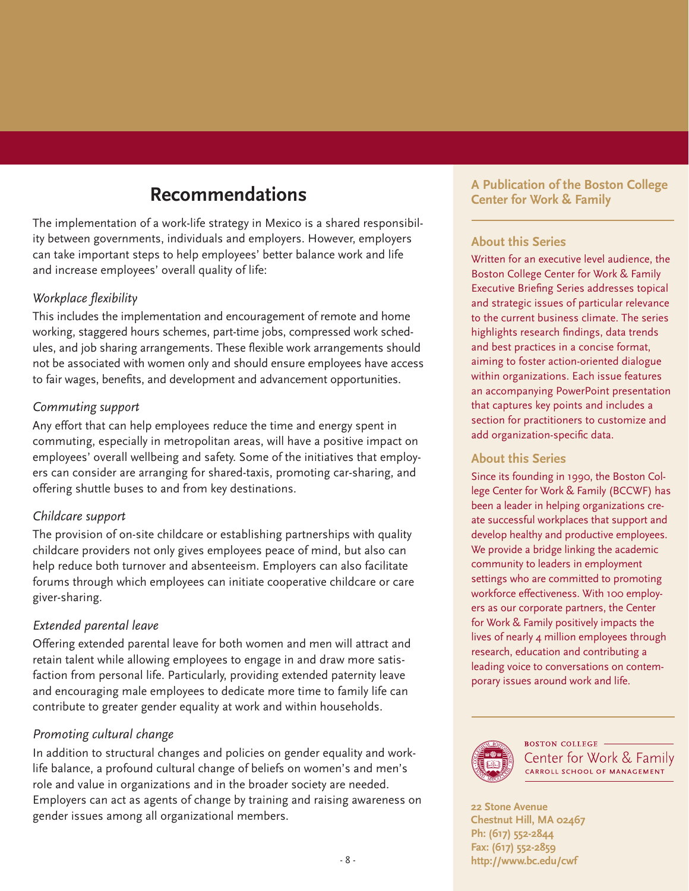## Recommendations

The implementation of a work-life strategy in Mexico is a shared responsibility between governments, individuals and employers. However, employers can take important steps to help employees' better balance work and life and increase employees' overall quality of life:

### *Workplace flexibility*

This includes the implementation and encouragement of remote and home working, staggered hours schemes, part-time jobs, compressed work schedules, and job sharing arrangements. These flexible work arrangements should not be associated with women only and should ensure employees have access to fair wages, benefits, and development and advancement opportunities.

### *Commuting support*

Any effort that can help employees reduce the time and energy spent in commuting, especially in metropolitan areas, will have a positive impact on employees' overall wellbeing and safety. Some of the initiatives that employers can consider are arranging for shared-taxis, promoting car-sharing, and offering shuttle buses to and from key destinations.

### *Childcare support*

The provision of on-site childcare or establishing partnerships with quality childcare providers not only gives employees peace of mind, but also can help reduce both turnover and absenteeism. Employers can also facilitate forums through which employees can initiate cooperative childcare or care giver-sharing.

### *Extended parental leave*

Offering extended parental leave for both women and men will attract and retain talent while allowing employees to engage in and draw more satisfaction from personal life. Particularly, providing extended paternity leave and encouraging male employees to dedicate more time to family life can contribute to greater gender equality at work and within households.

### *Promoting cultural change*

In addition to structural changes and policies on gender equality and work-life balance, a profound cultural change of beliefs on women's and men's role and value in organizations and in the broader society are needed. Employers can act as agents of change by training and raising awareness on gender issues among all organizational members.

**A Publication of the Boston College Center for Work & Family**

### About this Series

Written for an executive level audience, the Boston College Center for Work & Family Executive Briefing Series addresses topical and strategic issues of particular relevance to the current business climate. The series highlights research findings, data trends and best practices in a concise format, aiming to foster action-oriented dialogue within organizations. Each issue features an accompanying PowerPoint presentation that captures key points and includes a section for practitioners to customize and add organization-specific data.

### About this Series

Since its founding in 1990, the Boston College Center for Work & Family (BCCWF) has been a leader in helping organizations create successful workplaces that support and develop healthy and productive employees. We provide a bridge linking the academic community to leaders in employment settings who are committed to promoting workforce effectiveness. With 100 employers as our corporate partners, the Center for Work & Family positively impacts the lives of nearly 4 million employees through research, education and contributing a leading voice to conversations on contemporary issues around work and life.

BOSTON COLLEGE
Center for Work & Family
CARROLL SCHOOL OF MANAGEMENT

**22 Stone Avenue**
**Chestnut Hill, MA 02467**
**Ph: (617) 552-2844**
**Fax: (617) 552-2859**
**http://www.bc.edu/cwf**